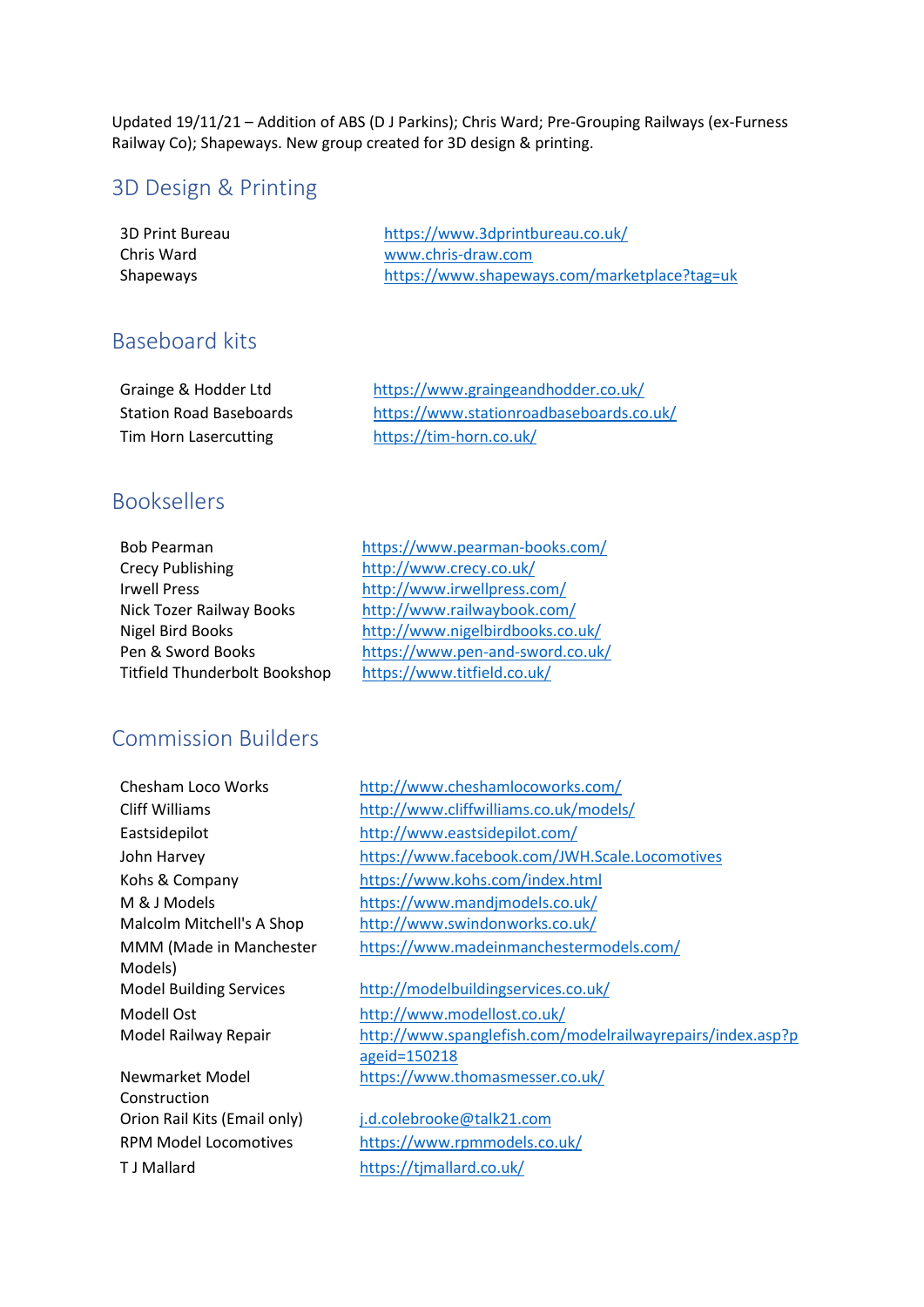Updated 19/11/21 – Addition of ABS (D J Parkins); Chris Ward; Pre-Grouping Railways (ex-Furness Railway Co); Shapeways. New group created for 3D design & printing.

## 3D Design & Printing

| | |
|---|---|
| 3D Print Bureau | https://www.3dprintbureau.co.uk/ |
| Chris Ward | www.chris-draw.com |
| Shapeways | https://www.shapeways.com/marketplace?tag=uk |

## Baseboard kits

| | |
|---|---|
| Grainge & Hodder Ltd | https://www.graingeandhodder.co.uk/ |
| Station Road Baseboards | https://www.stationroadbaseboards.co.uk/ |
| Tim Horn Lasercutting | https://tim-horn.co.uk/ |

## Booksellers

| | |
|---|---|
| Bob Pearman | https://www.pearman-books.com/ |
| Crecy Publishing | http://www.crecy.co.uk/ |
| Irwell Press | http://www.irwellpress.com/ |
| Nick Tozer Railway Books | http://www.railwaybook.com/ |
| Nigel Bird Books | http://www.nigelbirdbooks.co.uk/ |
| Pen & Sword Books | https://www.pen-and-sword.co.uk/ |
| Titfield Thunderbolt Bookshop | https://www.titfield.co.uk/ |

## Commission Builders

| | |
|---|---|
| Chesham Loco Works | http://www.cheshamlocoworks.com/ |
| Cliff Williams | http://www.cliffwilliams.co.uk/models/ |
| Eastsidepilot | http://www.eastsidepilot.com/ |
| John Harvey | https://www.facebook.com/JWH.Scale.Locomotives |
| Kohs & Company | https://www.kohs.com/index.html |
| M & J Models | https://www.mandjmodels.co.uk/ |
| Malcolm Mitchell's A Shop | http://www.swindonworks.co.uk/ |
| MMM (Made in Manchester Models) | https://www.madeinmanchestermodels.com/ |
| Model Building Services | http://modelbuildingservices.co.uk/ |
| Modell Ost | http://www.modellost.co.uk/ |
| Model Railway Repair | http://www.spanglefish.com/modelrailwayrepairs/index.asp?pageid=150218 |
| Newmarket Model Construction | https://www.thomasmesser.co.uk/ |
| Orion Rail Kits (Email only) | j.d.colebrooke@talk21.com |
| RPM Model Locomotives | https://www.rpmmodels.co.uk/ |
| T J Mallard | https://tjmallard.co.uk/ |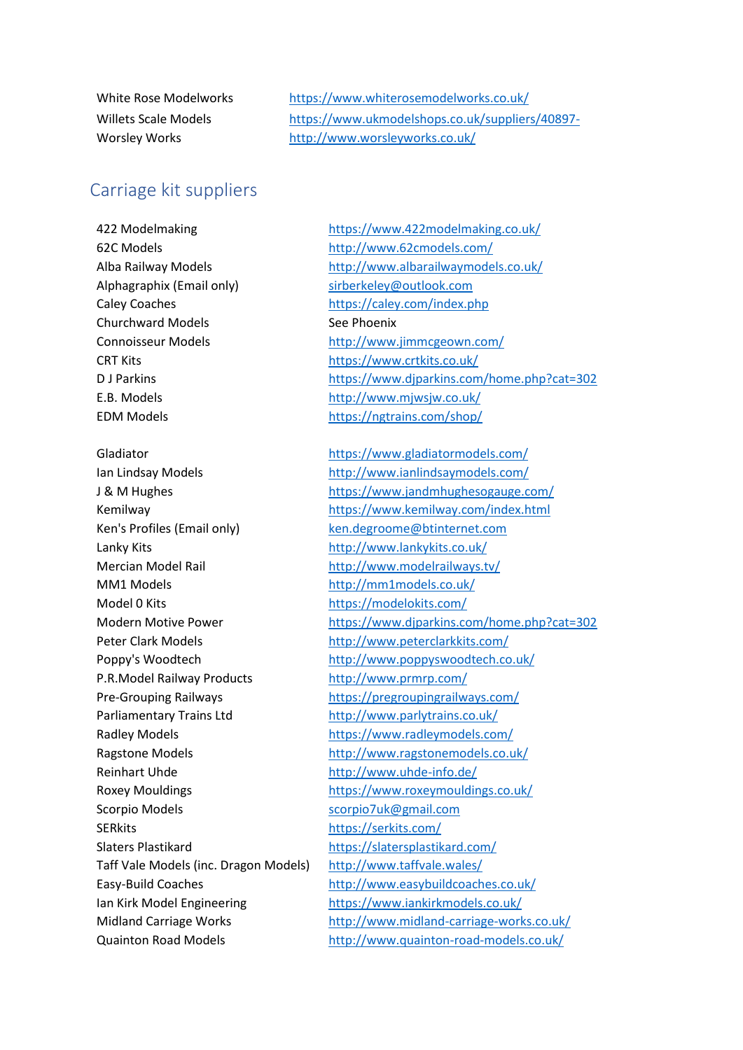| | |
|---|---|
| White Rose Modelworks | https://www.whiterosemodelworks.co.uk/ |
| Willets Scale Models | https://www.ukmodelshops.co.uk/suppliers/40897- |
| Worsley Works | http://www.worsleyworks.co.uk/ |

## Carriage kit suppliers

| | |
|---|---|
| 422 Modelmaking | https://www.422modelmaking.co.uk/ |
| 62C Models | http://www.62cmodels.com/ |
| Alba Railway Models | http://www.albarailwaymodels.co.uk/ |
| Alphagraphix (Email only) | sirberkeley@outlook.com |
| Caley Coaches | https://caley.com/index.php |
| Churchward Models | See Phoenix |
| Connoisseur Models | http://www.jimmcgeown.com/ |
| CRT Kits | https://www.crtkits.co.uk/ |
| D J Parkins | https://www.djparkins.com/home.php?cat=302 |
| E.B. Models | http://www.mjwsjw.co.uk/ |
| EDM Models | https://ngtrains.com/shop/ |
| | |
| Gladiator | https://www.gladiatormodels.com/ |
| Ian Lindsay Models | http://www.ianlindsaymodels.com/ |
| J & M Hughes | https://www.jandmhughesogauge.com/ |
| Kemilway | https://www.kemilway.com/index.html |
| Ken's Profiles (Email only) | ken.degroome@btinternet.com |
| Lanky Kits | http://www.lankykits.co.uk/ |
| Mercian Model Rail | http://www.modelrailways.tv/ |
| MM1 Models | http://mm1models.co.uk/ |
| Model 0 Kits | https://modelokits.com/ |
| Modern Motive Power | https://www.djparkins.com/home.php?cat=302 |
| Peter Clark Models | http://www.peterclarkkits.com/ |
| Poppy's Woodtech | http://www.poppyswoodtech.co.uk/ |
| P.R.Model Railway Products | http://www.prmrp.com/ |
| Pre-Grouping Railways | https://pregroupingrailways.com/ |
| Parliamentary Trains Ltd | http://www.parlytrains.co.uk/ |
| Radley Models | https://www.radleymodels.com/ |
| Ragstone Models | http://www.ragstonemodels.co.uk/ |
| Reinhart Uhde | http://www.uhde-info.de/ |
| Roxey Mouldings | https://www.roxeymouldings.co.uk/ |
| Scorpio Models | scorpio7uk@gmail.com |
| SERkits | https://serkits.com/ |
| Slaters Plastikard | https://slatersplastikard.com/ |
| Taff Vale Models (inc. Dragon Models) | http://www.taffvale.wales/ |
| Easy-Build Coaches | http://www.easybuildcoaches.co.uk/ |
| Ian Kirk Model Engineering | https://www.iankirkmodels.co.uk/ |
| Midland Carriage Works | http://www.midland-carriage-works.co.uk/ |
| Quainton Road Models | http://www.quainton-road-models.co.uk/ |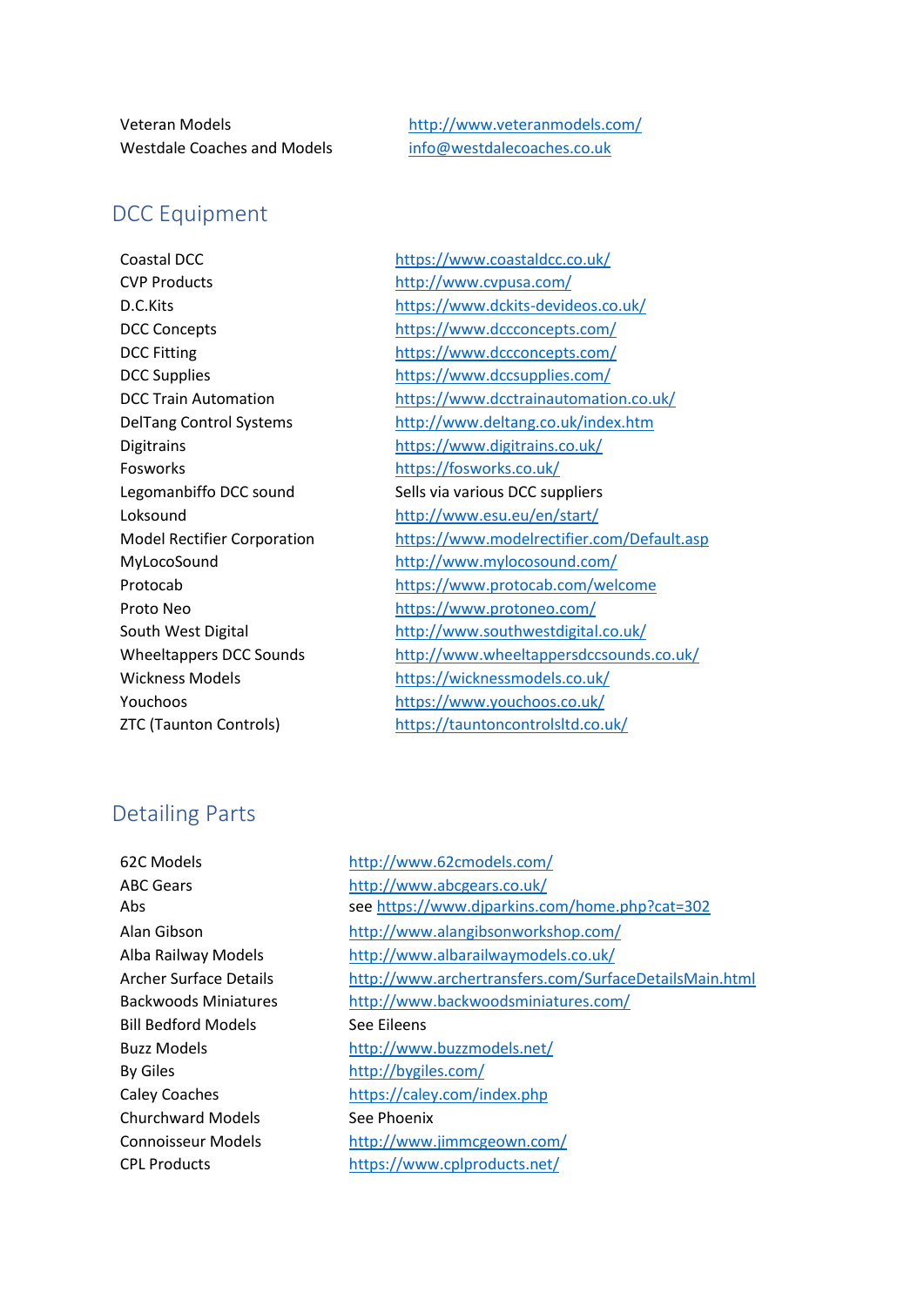| | |
|---|---|
| Veteran Models | http://www.veteranmodels.com/ |
| Westdale Coaches and Models | info@westdalecoaches.co.uk |

## DCC Equipment

| | |
|---|---|
| Coastal DCC | https://www.coastaldcc.co.uk/ |
| CVP Products | http://www.cvpusa.com/ |
| D.C.Kits | https://www.dckits-devideos.co.uk/ |
| DCC Concepts | https://www.dccconcepts.com/ |
| DCC Fitting | https://www.dccconcepts.com/ |
| DCC Supplies | https://www.dccsupplies.com/ |
| DCC Train Automation | https://www.dcctrainautomation.co.uk/ |
| DelTang Control Systems | http://www.deltang.co.uk/index.htm |
| Digitrains | https://www.digitrains.co.uk/ |
| Fosworks | https://fosworks.co.uk/ |
| Legomanbiffo DCC sound | Sells via various DCC suppliers |
| Loksound | http://www.esu.eu/en/start/ |
| Model Rectifier Corporation | https://www.modelrectifier.com/Default.asp |
| MyLocoSound | http://www.mylocosound.com/ |
| Protocab | https://www.protocab.com/welcome |
| Proto Neo | https://www.protoneo.com/ |
| South West Digital | http://www.southwestdigital.co.uk/ |
| Wheeltappers DCC Sounds | http://www.wheeltappersdccsounds.co.uk/ |
| Wickness Models | https://wicknessmodels.co.uk/ |
| Youchoos | https://www.youchoos.co.uk/ |
| ZTC (Taunton Controls) | https://tauntoncontrolsltd.co.uk/ |

## Detailing Parts

| | |
|---|---|
| 62C Models | http://www.62cmodels.com/ |
| ABC Gears | http://www.abcgears.co.uk/ |
| Abs | see https://www.djparkins.com/home.php?cat=302 |
| Alan Gibson | http://www.alangibsonworkshop.com/ |
| Alba Railway Models | http://www.albarailwaymodels.co.uk/ |
| Archer Surface Details | http://www.archertransfers.com/SurfaceDetailsMain.html |
| Backwoods Miniatures | http://www.backwoodsminiatures.com/ |
| Bill Bedford Models | See Eileens |
| Buzz Models | http://www.buzzmodels.net/ |
| By Giles | http://bygiles.com/ |
| Caley Coaches | https://caley.com/index.php |
| Churchward Models | See Phoenix |
| Connoisseur Models | http://www.jimmcgeown.com/ |
| CPL Products | https://www.cplproducts.net/ |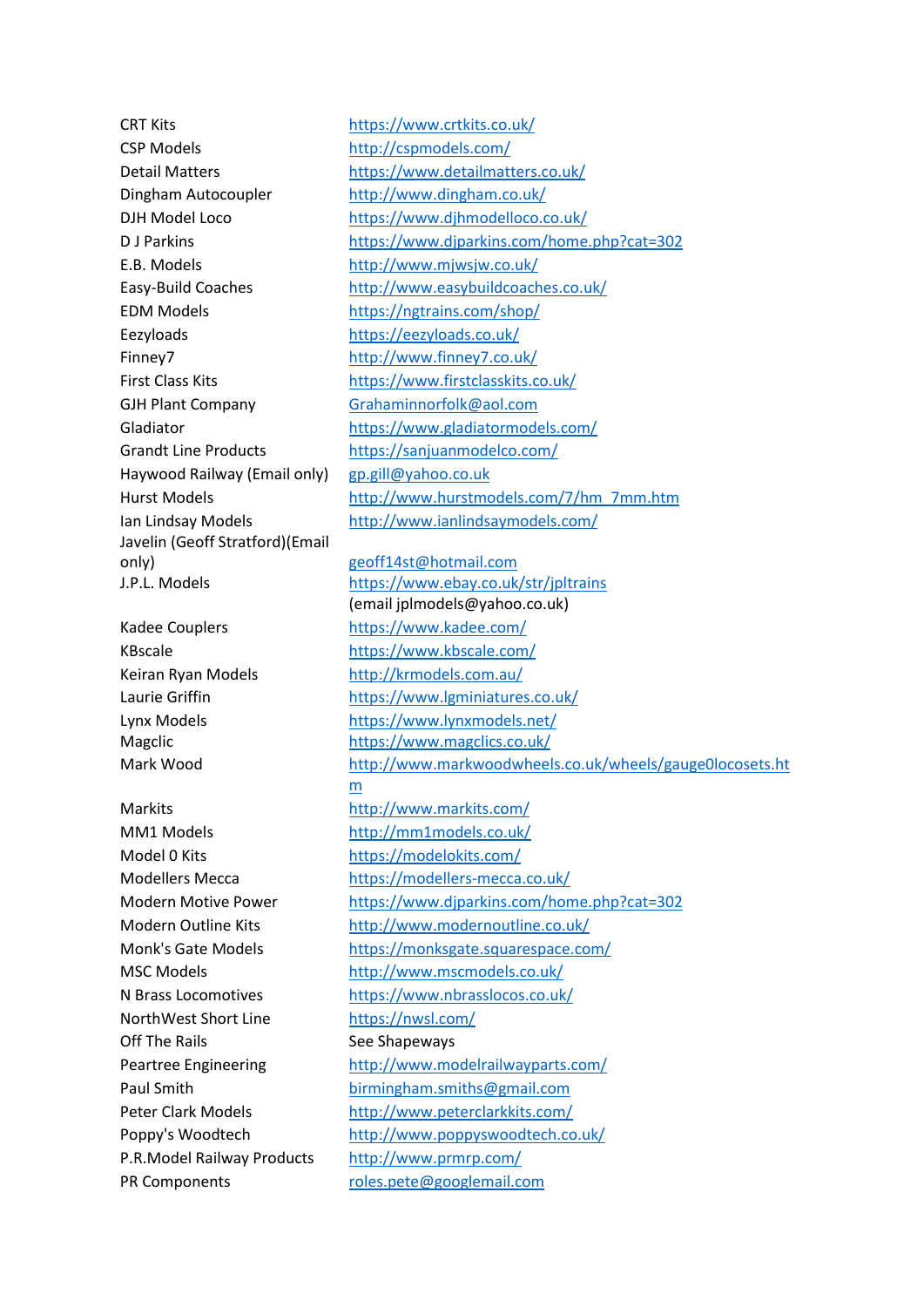| | |
|---|---|
| CRT Kits | https://www.crtkits.co.uk/ |
| CSP Models | http://cspmodels.com/ |
| Detail Matters | https://www.detailmatters.co.uk/ |
| Dingham Autocoupler | http://www.dingham.co.uk/ |
| DJH Model Loco | https://www.djhmodelloco.co.uk/ |
| D J Parkins | https://www.djparkins.com/home.php?cat=302 |
| E.B. Models | http://www.mjwsjw.co.uk/ |
| Easy-Build Coaches | http://www.easybuildcoaches.co.uk/ |
| EDM Models | https://ngtrains.com/shop/ |
| Eezyloads | https://eezyloads.co.uk/ |
| Finney7 | http://www.finney7.co.uk/ |
| First Class Kits | https://www.firstclasskits.co.uk/ |
| GJH Plant Company | Grahaminnorfolk@aol.com |
| Gladiator | https://www.gladiatormodels.com/ |
| Grandt Line Products | https://sanjuanmodelco.com/ |
| Haywood Railway (Email only) | gp.gill@yahoo.co.uk |
| Hurst Models | http://www.hurstmodels.com/7/hm_7mm.htm |
| Ian Lindsay Models | http://www.ianlindsaymodels.com/ |
| Javelin (Geoff Stratford)(Email only) | geoff14st@hotmail.com |
| J.P.L. Models | https://www.ebay.co.uk/str/jpltrains (email jplmodels@yahoo.co.uk) |
| Kadee Couplers | https://www.kadee.com/ |
| KBscale | https://www.kbscale.com/ |
| Keiran Ryan Models | http://krmodels.com.au/ |
| Laurie Griffin | https://www.lgminiatures.co.uk/ |
| Lynx Models | https://www.lynxmodels.net/ |
| Magclic | https://www.magclics.co.uk/ |
| Mark Wood | http://www.markwoodwheels.co.uk/wheels/gauge0locosets.htm |
| Markits | http://www.markits.com/ |
| MM1 Models | http://mm1models.co.uk/ |
| Model 0 Kits | https://modelokits.com/ |
| Modellers Mecca | https://modellers-mecca.co.uk/ |
| Modern Motive Power | https://www.djparkins.com/home.php?cat=302 |
| Modern Outline Kits | http://www.modernoutline.co.uk/ |
| Monk's Gate Models | https://monksgate.squarespace.com/ |
| MSC Models | http://www.mscmodels.co.uk/ |
| N Brass Locomotives | https://www.nbrasslocos.co.uk/ |
| NorthWest Short Line | https://nwsl.com/ |
| Off The Rails | See Shapeways |
| Peartree Engineering | http://www.modelrailwayparts.com/ |
| Paul Smith | birmingham.smiths@gmail.com |
| Peter Clark Models | http://www.peterclarkkits.com/ |
| Poppy's Woodtech | http://www.poppyswoodtech.co.uk/ |
| P.R.Model Railway Products | http://www.prmrp.com/ |
| PR Components | roles.pete@googlemail.com |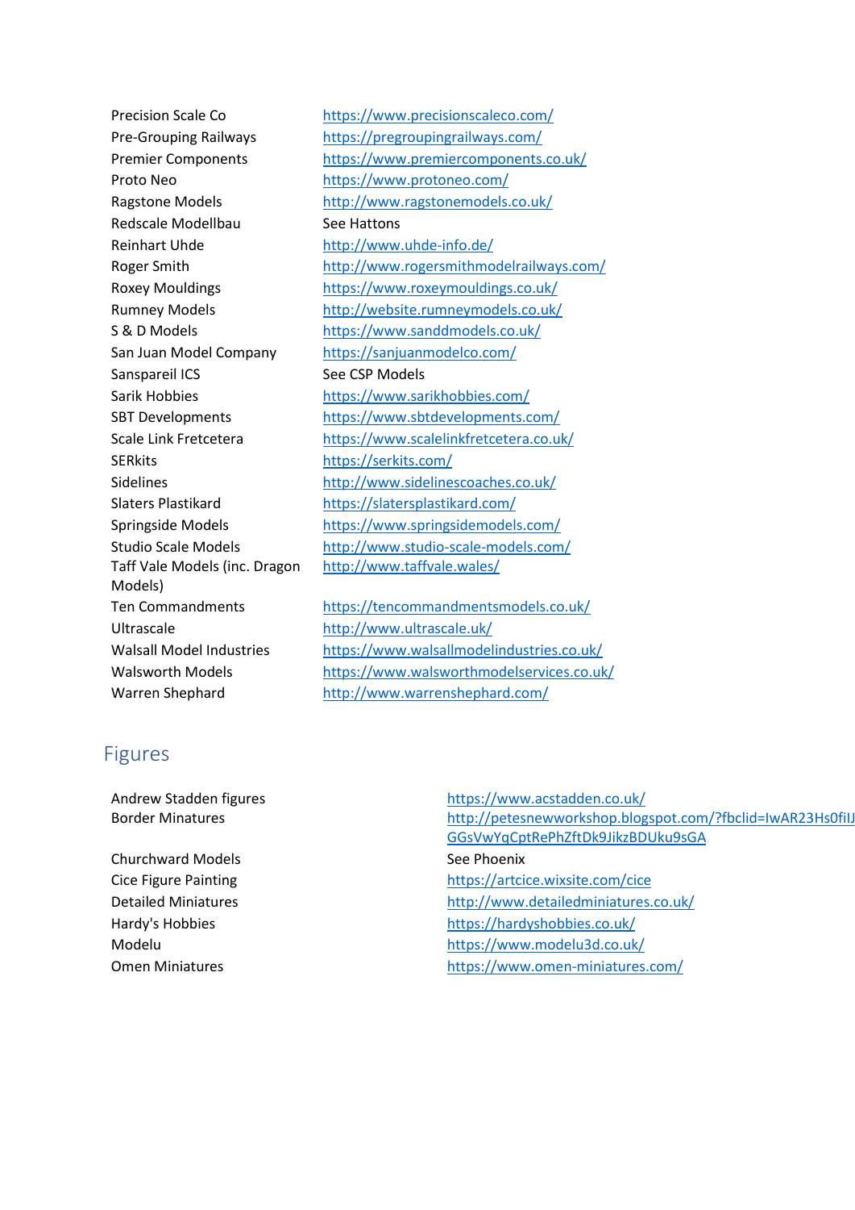| | |
|---|---|
| Precision Scale Co | https://www.precisionscaleco.com/ |
| Pre-Grouping Railways | https://pregroupingrailways.com/ |
| Premier Components | https://www.premiercomponents.co.uk/ |
| Proto Neo | https://www.protoneo.com/ |
| Ragstone Models | http://www.ragstonemodels.co.uk/ |
| Redscale Modellbau | See Hattons |
| Reinhart Uhde | http://www.uhde-info.de/ |
| Roger Smith | http://www.rogersmithmodelrailways.com/ |
| Roxey Mouldings | https://www.roxeymouldings.co.uk/ |
| Rumney Models | http://website.rumneymodels.co.uk/ |
| S & D Models | https://www.sanddmodels.co.uk/ |
| San Juan Model Company | https://sanjuanmodelco.com/ |
| Sanspareil ICS | See CSP Models |
| Sarik Hobbies | https://www.sarikhobbies.com/ |
| SBT Developments | https://www.sbtdevelopments.com/ |
| Scale Link Fretcetera | https://www.scalelinkfretcetera.co.uk/ |
| SERkits | https://serkits.com/ |
| Sidelines | http://www.sidelinescoaches.co.uk/ |
| Slaters Plastikard | https://slatersplastikard.com/ |
| Springside Models | https://www.springsidemodels.com/ |
| Studio Scale Models | http://www.studio-scale-models.com/ |
| Taff Vale Models (inc. Dragon Models) | http://www.taffvale.wales/ |
| Ten Commandments | https://tencommandmentsmodels.co.uk/ |
| Ultrascale | http://www.ultrascale.uk/ |
| Walsall Model Industries | https://www.walsallmodelindustries.co.uk/ |
| Walsworth Models | https://www.walsworthmodelservices.co.uk/ |
| Warren Shephard | http://www.warrenshephard.com/ |

## Figures

| | |
|---|---|
| Andrew Stadden figures | https://www.acstadden.co.uk/ |
| Border Minatures | http://petesnewworkshop.blogspot.com/?fbclid=IwAR23Hs0filJGGsVwYqCptRePhZftDk9JikzBDUku9sGA |
| Churchward Models | See Phoenix |
| Cice Figure Painting | https://artcice.wixsite.com/cice |
| Detailed Miniatures | http://www.detailedminiatures.co.uk/ |
| Hardy's Hobbies | https://hardyshobbies.co.uk/ |
| Modelu | https://www.modelu3d.co.uk/ |
| Omen Miniatures | https://www.omen-miniatures.com/ |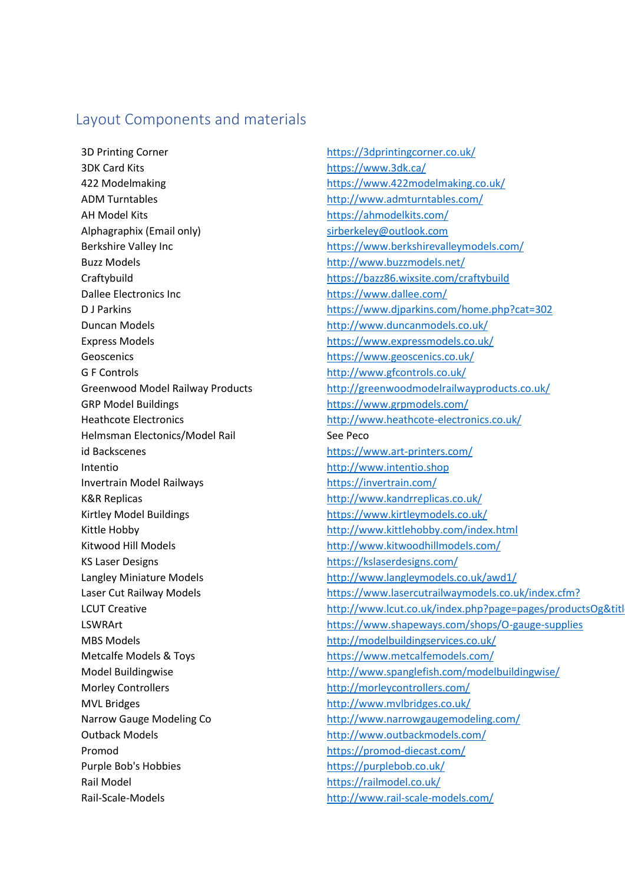## Layout Components and materials

| | |
|---|---|
| 3D Printing Corner | https://3dprintingcorner.co.uk/ |
| 3DK Card Kits | https://www.3dk.ca/ |
| 422 Modelmaking | https://www.422modelmaking.co.uk/ |
| ADM Turntables | http://www.admturntables.com/ |
| AH Model Kits | https://ahmodelkits.com/ |
| Alphagraphix (Email only) | sirberkeley@outlook.com |
| Berkshire Valley Inc | https://www.berkshirevalleymodels.com/ |
| Buzz Models | http://www.buzzmodels.net/ |
| Craftybuild | https://bazz86.wixsite.com/craftybuild |
| Dallee Electronics Inc | https://www.dallee.com/ |
| D J Parkins | https://www.djparkins.com/home.php?cat=302 |
| Duncan Models | http://www.duncanmodels.co.uk/ |
| Express Models | https://www.expressmodels.co.uk/ |
| Geoscenics | https://www.geoscenics.co.uk/ |
| G F Controls | http://www.gfcontrols.co.uk/ |
| Greenwood Model Railway Products | http://greenwoodmodelrailwayproducts.co.uk/ |
| GRP Model Buildings | https://www.grpmodels.com/ |
| Heathcote Electronics | http://www.heathcote-electronics.co.uk/ |
| Helmsman Electonics/Model Rail | See Peco |
| id Backscenes | https://www.art-printers.com/ |
| Intentio | http://www.intentio.shop |
| Invertrain Model Railways | https://invertrain.com/ |
| K&R Replicas | http://www.kandrreplicas.co.uk/ |
| Kirtley Model Buildings | https://www.kirtleymodels.co.uk/ |
| Kittle Hobby | http://www.kittlehobby.com/index.html |
| Kitwood Hill Models | http://www.kitwoodhillmodels.com/ |
| KS Laser Designs | https://kslaserdesigns.com/ |
| Langley Miniature Models | http://www.langleymodels.co.uk/awd1/ |
| Laser Cut Railway Models | https://www.lasercutrailwaymodels.co.uk/index.cfm? |
| LCUT Creative | http://www.lcut.co.uk/index.php?page=pages/productsOg&titl |
| LSWRArt | https://www.shapeways.com/shops/O-gauge-supplies |
| MBS Models | http://modelbuildingservices.co.uk/ |
| Metcalfe Models & Toys | https://www.metcalfemodels.com/ |
| Model Buildingwise | http://www.spanglefish.com/modelbuildingwise/ |
| Morley Controllers | http://morleycontrollers.com/ |
| MVL Bridges | http://www.mvlbridges.co.uk/ |
| Narrow Gauge Modeling Co | http://www.narrowgaugemodeling.com/ |
| Outback Models | http://www.outbackmodels.com/ |
| Promod | https://promod-diecast.com/ |
| Purple Bob's Hobbies | https://purplebob.co.uk/ |
| Rail Model | https://railmodel.co.uk/ |
| Rail-Scale-Models | http://www.rail-scale-models.com/ |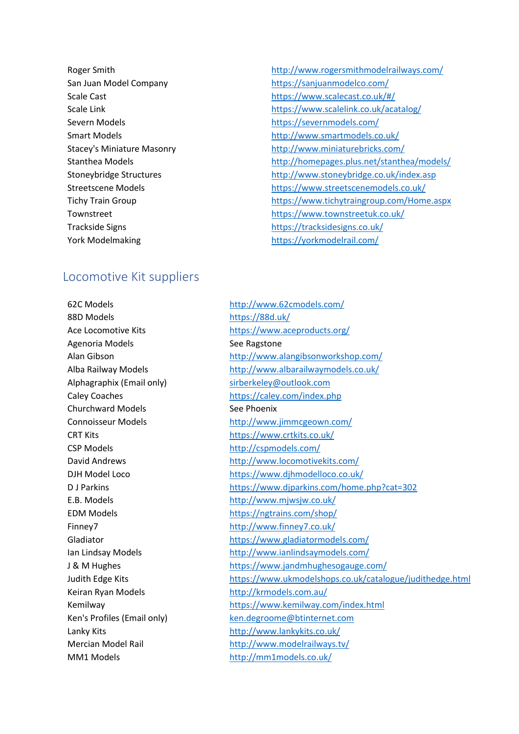| | |
|---|---|
| Roger Smith | http://www.rogersmithmodelrailways.com/ |
| San Juan Model Company | https://sanjuanmodelco.com/ |
| Scale Cast | https://www.scalecast.co.uk/#/ |
| Scale Link | https://www.scalelink.co.uk/acatalog/ |
| Severn Models | https://severnmodels.com/ |
| Smart Models | http://www.smartmodels.co.uk/ |
| Stacey's Miniature Masonry | http://www.miniaturebricks.com/ |
| Stanthea Models | http://homepages.plus.net/stanthea/models/ |
| Stoneybridge Structures | http://www.stoneybridge.co.uk/index.asp |
| Streetscene Models | https://www.streetscenemodels.co.uk/ |
| Tichy Train Group | https://www.tichytraingroup.com/Home.aspx |
| Townstreet | https://www.townstreetuk.co.uk/ |
| Trackside Signs | https://tracksidesigns.co.uk/ |
| York Modelmaking | https://yorkmodelrail.com/ |

## Locomotive Kit suppliers

| | |
|---|---|
| 62C Models | http://www.62cmodels.com/ |
| 88D Models | https://88d.uk/ |
| Ace Locomotive Kits | https://www.aceproducts.org/ |
| Agenoria Models | See Ragstone |
| Alan Gibson | http://www.alangibsonworkshop.com/ |
| Alba Railway Models | http://www.albarailwaymodels.co.uk/ |
| Alphagraphix (Email only) | sirberkeley@outlook.com |
| Caley Coaches | https://caley.com/index.php |
| Churchward Models | See Phoenix |
| Connoisseur Models | http://www.jimmcgeown.com/ |
| CRT Kits | https://www.crtkits.co.uk/ |
| CSP Models | http://cspmodels.com/ |
| David Andrews | http://www.locomotivekits.com/ |
| DJH Model Loco | https://www.djhmodelloco.co.uk/ |
| D J Parkins | https://www.djparkins.com/home.php?cat=302 |
| E.B. Models | http://www.mjwsjw.co.uk/ |
| EDM Models | https://ngtrains.com/shop/ |
| Finney7 | http://www.finney7.co.uk/ |
| Gladiator | https://www.gladiatormodels.com/ |
| Ian Lindsay Models | http://www.ianlindsaymodels.com/ |
| J & M Hughes | https://www.jandmhughesogauge.com/ |
| Judith Edge Kits | https://www.ukmodelshops.co.uk/catalogue/judithedge.html |
| Keiran Ryan Models | http://krmodels.com.au/ |
| Kemilway | https://www.kemilway.com/index.html |
| Ken's Profiles (Email only) | ken.degroome@btinternet.com |
| Lanky Kits | http://www.lankykits.co.uk/ |
| Mercian Model Rail | http://www.modelrailways.tv/ |
| MM1 Models | http://mm1models.co.uk/ |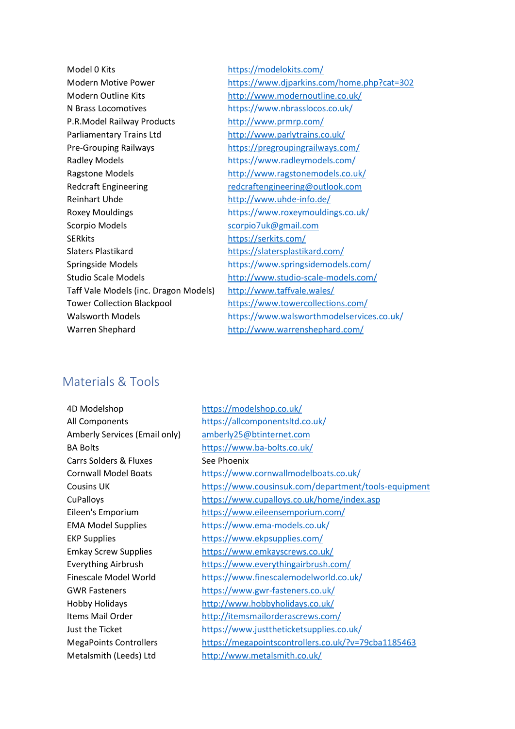| | |
|---|---|
| Model 0 Kits | https://modelokits.com/ |
| Modern Motive Power | https://www.djparkins.com/home.php?cat=302 |
| Modern Outline Kits | http://www.modernoutline.co.uk/ |
| N Brass Locomotives | https://www.nbrasslocos.co.uk/ |
| P.R.Model Railway Products | http://www.prmrp.com/ |
| Parliamentary Trains Ltd | http://www.parlytrains.co.uk/ |
| Pre-Grouping Railways | https://pregroupingrailways.com/ |
| Radley Models | https://www.radleymodels.com/ |
| Ragstone Models | http://www.ragstonemodels.co.uk/ |
| Redcraft Engineering | redcraftengineering@outlook.com |
| Reinhart Uhde | http://www.uhde-info.de/ |
| Roxey Mouldings | https://www.roxeymouldings.co.uk/ |
| Scorpio Models | scorpio7uk@gmail.com |
| SERkits | https://serkits.com/ |
| Slaters Plastikard | https://slatersplastikard.com/ |
| Springside Models | https://www.springsidemodels.com/ |
| Studio Scale Models | http://www.studio-scale-models.com/ |
| Taff Vale Models (inc. Dragon Models) | http://www.taffvale.wales/ |
| Tower Collection Blackpool | https://www.towercollections.com/ |
| Walsworth Models | https://www.walsworthmodelservices.co.uk/ |
| Warren Shephard | http://www.warrenshephard.com/ |

## Materials & Tools

| | |
|---|---|
| 4D Modelshop | https://modelshop.co.uk/ |
| All Components | https://allcomponentsltd.co.uk/ |
| Amberly Services (Email only) | amberly25@btinternet.com |
| BA Bolts | https://www.ba-bolts.co.uk/ |
| Carrs Solders & Fluxes | See Phoenix |
| Cornwall Model Boats | https://www.cornwallmodelboats.co.uk/ |
| Cousins UK | https://www.cousinsuk.com/department/tools-equipment |
| CuPalloys | https://www.cupalloys.co.uk/home/index.asp |
| Eileen's Emporium | https://www.eileensemporium.com/ |
| EMA Model Supplies | https://www.ema-models.co.uk/ |
| EKP Supplies | https://www.ekpsupplies.com/ |
| Emkay Screw Supplies | https://www.emkayscrews.co.uk/ |
| Everything Airbrush | https://www.everythingairbrush.com/ |
| Finescale Model World | https://www.finescalemodelworld.co.uk/ |
| GWR Fasteners | https://www.gwr-fasteners.co.uk/ |
| Hobby Holidays | http://www.hobbyholidays.co.uk/ |
| Items Mail Order | http://itemsmailorderascrews.com/ |
| Just the Ticket | https://www.justtheticketsupplies.co.uk/ |
| MegaPoints Controllers | https://megapointscontrollers.co.uk/?v=79cba1185463 |
| Metalsmith (Leeds) Ltd | http://www.metalsmith.co.uk/ |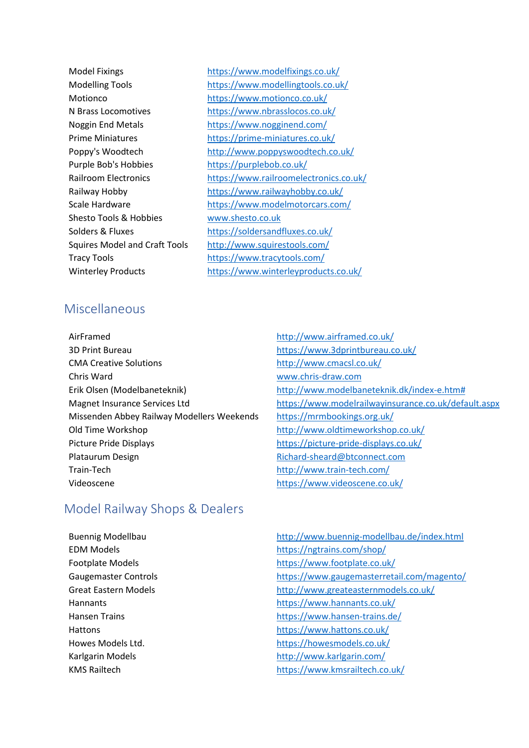| | |
|---|---|
| Model Fixings | https://www.modelfixings.co.uk/ |
| Modelling Tools | https://www.modellingtools.co.uk/ |
| Motionco | https://www.motionco.co.uk/ |
| N Brass Locomotives | https://www.nbrasslocos.co.uk/ |
| Noggin End Metals | https://www.nogginend.com/ |
| Prime Miniatures | https://prime-miniatures.co.uk/ |
| Poppy's Woodtech | http://www.poppyswoodtech.co.uk/ |
| Purple Bob's Hobbies | https://purplebob.co.uk/ |
| Railroom Electronics | https://www.railroomelectronics.co.uk/ |
| Railway Hobby | https://www.railwayhobby.co.uk/ |
| Scale Hardware | https://www.modelmotorcars.com/ |
| Shesto Tools & Hobbies | www.shesto.co.uk |
| Solders & Fluxes | https://soldersandfluxes.co.uk/ |
| Squires Model and Craft Tools | http://www.squirestools.com/ |
| Tracy Tools | https://www.tracytools.com/ |
| Winterley Products | https://www.winterleyproducts.co.uk/ |

## Miscellaneous

| | |
|---|---|
| AirFramed | http://www.airframed.co.uk/ |
| 3D Print Bureau | https://www.3dprintbureau.co.uk/ |
| CMA Creative Solutions | http://www.cmacsl.co.uk/ |
| Chris Ward | www.chris-draw.com |
| Erik Olsen (Modelbaneteknik) | http://www.modelbaneteknik.dk/index-e.htm# |
| Magnet Insurance Services Ltd | https://www.modelrailwayinsurance.co.uk/default.aspx |
| Missenden Abbey Railway Modellers Weekends | https://mrmbookings.org.uk/ |
| Old Time Workshop | http://www.oldtimeworkshop.co.uk/ |
| Picture Pride Displays | https://picture-pride-displays.co.uk/ |
| Plataurum Design | Richard-sheard@btconnect.com |
| Train-Tech | http://www.train-tech.com/ |
| Videoscene | https://www.videoscene.co.uk/ |

## Model Railway Shops & Dealers

| | |
|---|---|
| Buennig Modellbau | http://www.buennig-modellbau.de/index.html |
| EDM Models | https://ngtrains.com/shop/ |
| Footplate Models | https://www.footplate.co.uk/ |
| Gaugemaster Controls | https://www.gaugemasterretail.com/magento/ |
| Great Eastern Models | http://www.greateasternmodels.co.uk/ |
| Hannants | https://www.hannants.co.uk/ |
| Hansen Trains | https://www.hansen-trains.de/ |
| Hattons | https://www.hattons.co.uk/ |
| Howes Models Ltd. | https://howesmodels.co.uk/ |
| Karlgarin Models | http://www.karlgarin.com/ |
| KMS Railtech | https://www.kmsrailtech.co.uk/ |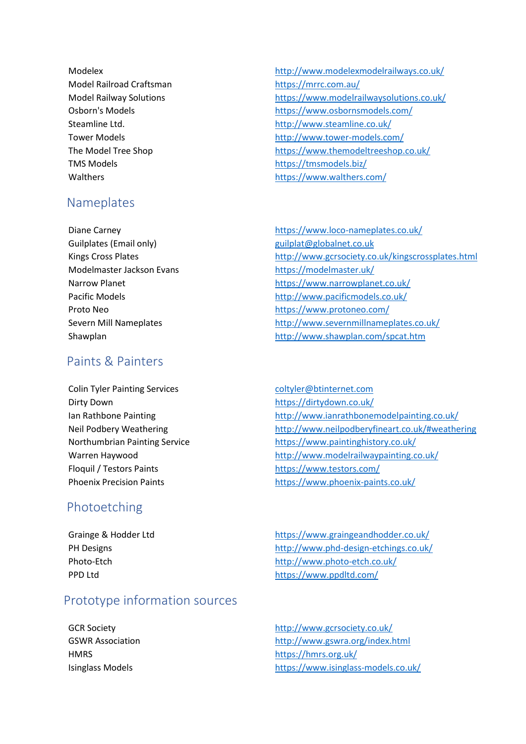| | |
|---|---|
| Modelex | http://www.modelexmodelrailways.co.uk/ |
| Model Railroad Craftsman | https://mrrc.com.au/ |
| Model Railway Solutions | https://www.modelrailwaysolutions.co.uk/ |
| Osborn's Models | https://www.osbornsmodels.com/ |
| Steamline Ltd. | http://www.steamline.co.uk/ |
| Tower Models | http://www.tower-models.com/ |
| The Model Tree Shop | https://www.themodeltreeshop.co.uk/ |
| TMS Models | https://tmsmodels.biz/ |
| Walthers | https://www.walthers.com/ |

## Nameplates

| | |
|---|---|
| Diane Carney | https://www.loco-nameplates.co.uk/ |
| Guilplates (Email only) | guilplat@globalnet.co.uk |
| Kings Cross Plates | http://www.gcrsociety.co.uk/kingscrossplates.html |
| Modelmaster Jackson Evans | https://modelmaster.uk/ |
| Narrow Planet | https://www.narrowplanet.co.uk/ |
| Pacific Models | http://www.pacificmodels.co.uk/ |
| Proto Neo | https://www.protoneo.com/ |
| Severn Mill Nameplates | http://www.severnmillnameplates.co.uk/ |
| Shawplan | http://www.shawplan.com/spcat.htm |

## Paints & Painters

| | |
|---|---|
| Colin Tyler Painting Services | coltyler@btinternet.com |
| Dirty Down | https://dirtydown.co.uk/ |
| Ian Rathbone Painting | http://www.ianrathbonemodelpainting.co.uk/ |
| Neil Podbery Weathering | http://www.neilpodberyfineart.co.uk/#weathering |
| Northumbrian Painting Service | https://www.paintinghistory.co.uk/ |
| Warren Haywood | http://www.modelrailwaypainting.co.uk/ |
| Floquil / Testors Paints | https://www.testors.com/ |
| Phoenix Precision Paints | https://www.phoenix-paints.co.uk/ |

## Photoetching

| | |
|---|---|
| Grainge & Hodder Ltd | https://www.graingeandhodder.co.uk/ |
| PH Designs | http://www.phd-design-etchings.co.uk/ |
| Photo-Etch | http://www.photo-etch.co.uk/ |
| PPD Ltd | https://www.ppdltd.com/ |

## Prototype information sources

| | |
|---|---|
| GCR Society | http://www.gcrsociety.co.uk/ |
| GSWR Association | http://www.gswra.org/index.html |
| HMRS | https://hmrs.org.uk/ |
| Isinglass Models | https://www.isinglass-models.co.uk/ |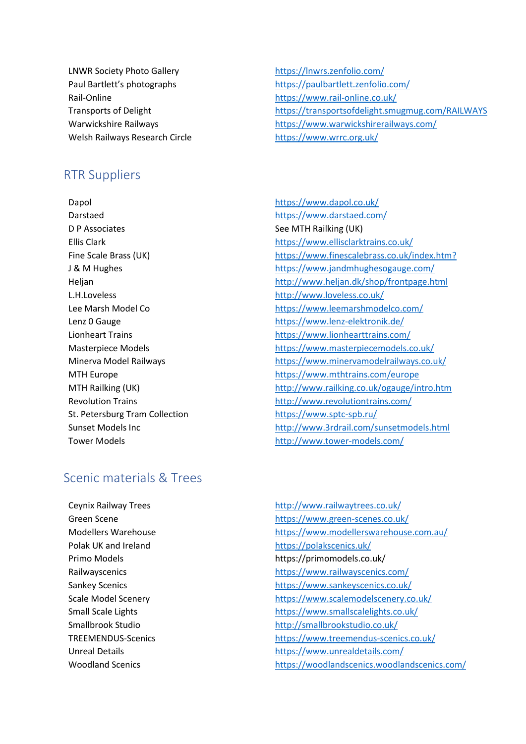| | |
|---|---|
| LNWR Society Photo Gallery | https://lnwrs.zenfolio.com/ |
| Paul Bartlett's photographs | https://paulbartlett.zenfolio.com/ |
| Rail-Online | https://www.rail-online.co.uk/ |
| Transports of Delight | https://transportsofdelight.smugmug.com/RAILWAYS |
| Warwickshire Railways | https://www.warwickshirerailways.com/ |
| Welsh Railways Research Circle | https://www.wrrc.org.uk/ |

## RTR Suppliers

| | |
|---|---|
| Dapol | https://www.dapol.co.uk/ |
| Darstaed | https://www.darstaed.com/ |
| D P Associates | See MTH Railking (UK) |
| Ellis Clark | https://www.ellisclarktrains.co.uk/ |
| Fine Scale Brass (UK) | https://www.finescalebrass.co.uk/index.htm? |
| J & M Hughes | https://www.jandmhughesogauge.com/ |
| Heljan | http://www.heljan.dk/shop/frontpage.html |
| L.H.Loveless | http://www.loveless.co.uk/ |
| Lee Marsh Model Co | https://www.leemarshmodelco.com/ |
| Lenz 0 Gauge | https://www.lenz-elektronik.de/ |
| Lionheart Trains | https://www.lionhearttrains.com/ |
| Masterpiece Models | https://www.masterpiecemodels.co.uk/ |
| Minerva Model Railways | https://www.minervamodelrailways.co.uk/ |
| MTH Europe | https://www.mthtrains.com/europe |
| MTH Railking (UK) | http://www.railking.co.uk/ogauge/intro.htm |
| Revolution Trains | http://www.revolutiontrains.com/ |
| St. Petersburg Tram Collection | https://www.sptc-spb.ru/ |
| Sunset Models Inc | http://www.3rdrail.com/sunsetmodels.html |
| Tower Models | http://www.tower-models.com/ |

## Scenic materials & Trees

| | |
|---|---|
| Ceynix Railway Trees | http://www.railwaytrees.co.uk/ |
| Green Scene | https://www.green-scenes.co.uk/ |
| Modellers Warehouse | https://www.modellerswarehouse.com.au/ |
| Polak UK and Ireland | https://polakscenics.uk/ |
| Primo Models | https://primomodels.co.uk/ |
| Railwayscenics | https://www.railwayscenics.com/ |
| Sankey Scenics | https://www.sankeyscenics.co.uk/ |
| Scale Model Scenery | https://www.scalemodelscenery.co.uk/ |
| Small Scale Lights | https://www.smallscalelights.co.uk/ |
| Smallbrook Studio | http://smallbrookstudio.co.uk/ |
| TREEMENDUS-Scenics | https://www.treemendus-scenics.co.uk/ |
| Unreal Details | https://www.unrealdetails.com/ |
| Woodland Scenics | https://woodlandscenics.woodlandscenics.com/ |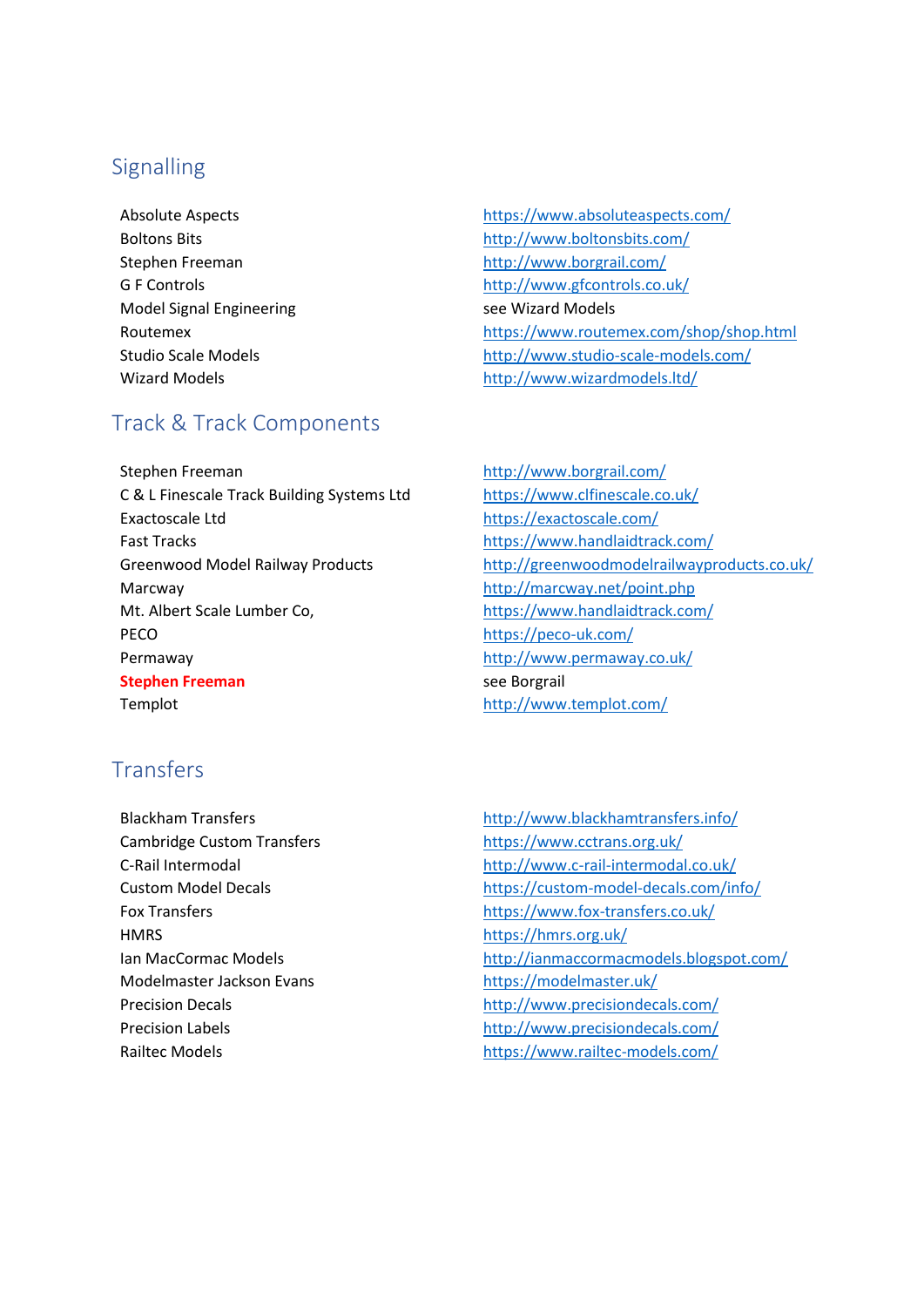## Signalling

| | |
|---|---|
| Absolute Aspects | https://www.absoluteaspects.com/ |
| Boltons Bits | http://www.boltonsbits.com/ |
| Stephen Freeman | http://www.borgrail.com/ |
| G F Controls | http://www.gfcontrols.co.uk/ |
| Model Signal Engineering | see Wizard Models |
| Routemex | https://www.routemex.com/shop/shop.html |
| Studio Scale Models | http://www.studio-scale-models.com/ |
| Wizard Models | http://www.wizardmodels.ltd/ |

## Track & Track Components

| | |
|---|---|
| Stephen Freeman | http://www.borgrail.com/ |
| C & L Finescale Track Building Systems Ltd | https://www.clfinescale.co.uk/ |
| Exactoscale Ltd | https://exactoscale.com/ |
| Fast Tracks | https://www.handlaidtrack.com/ |
| Greenwood Model Railway Products | http://greenwoodmodelrailwayproducts.co.uk/ |
| Marcway | http://marcway.net/point.php |
| Mt. Albert Scale Lumber Co, | https://www.handlaidtrack.com/ |
| PECO | https://peco-uk.com/ |
| Permaway | http://www.permaway.co.uk/ |
| **Stephen Freeman** | see Borgrail |
| Templot | http://www.templot.com/ |

## Transfers

| | |
|---|---|
| Blackham Transfers | http://www.blackhamtransfers.info/ |
| Cambridge Custom Transfers | https://www.cctrans.org.uk/ |
| C-Rail Intermodal | http://www.c-rail-intermodal.co.uk/ |
| Custom Model Decals | https://custom-model-decals.com/info/ |
| Fox Transfers | https://www.fox-transfers.co.uk/ |
| HMRS | https://hmrs.org.uk/ |
| Ian MacCormac Models | http://ianmaccormacmodels.blogspot.com/ |
| Modelmaster Jackson Evans | https://modelmaster.uk/ |
| Precision Decals | http://www.precisiondecals.com/ |
| Precision Labels | http://www.precisiondecals.com/ |
| Railtec Models | https://www.railtec-models.com/ |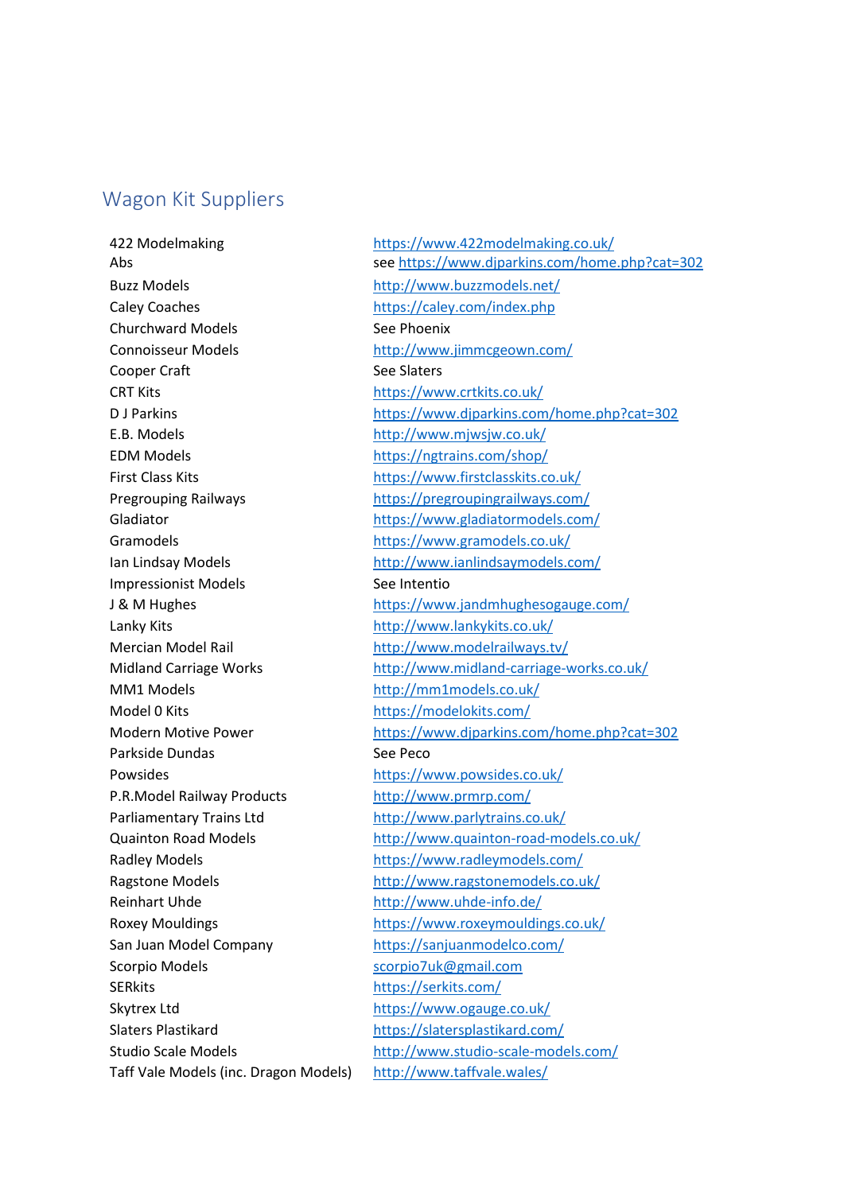## Wagon Kit Suppliers

| | |
|---|---|
| 422 Modelmaking | https://www.422modelmaking.co.uk/ |
| Abs | see https://www.djparkins.com/home.php?cat=302 |
| Buzz Models | http://www.buzzmodels.net/ |
| Caley Coaches | https://caley.com/index.php |
| Churchward Models | See Phoenix |
| Connoisseur Models | http://www.jimmcgeown.com/ |
| Cooper Craft | See Slaters |
| CRT Kits | https://www.crtkits.co.uk/ |
| D J Parkins | https://www.djparkins.com/home.php?cat=302 |
| E.B. Models | http://www.mjwsjw.co.uk/ |
| EDM Models | https://ngtrains.com/shop/ |
| First Class Kits | https://www.firstclasskits.co.uk/ |
| Pregrouping Railways | https://pregroupingrailways.com/ |
| Gladiator | https://www.gladiatormodels.com/ |
| Gramodels | https://www.gramodels.co.uk/ |
| Ian Lindsay Models | http://www.ianlindsaymodels.com/ |
| Impressionist Models | See Intentio |
| J & M Hughes | https://www.jandmhughesogauge.com/ |
| Lanky Kits | http://www.lankykits.co.uk/ |
| Mercian Model Rail | http://www.modelrailways.tv/ |
| Midland Carriage Works | http://www.midland-carriage-works.co.uk/ |
| MM1 Models | http://mm1models.co.uk/ |
| Model 0 Kits | https://modelokits.com/ |
| Modern Motive Power | https://www.djparkins.com/home.php?cat=302 |
| Parkside Dundas | See Peco |
| Powsides | https://www.powsides.co.uk/ |
| P.R.Model Railway Products | http://www.prmrp.com/ |
| Parliamentary Trains Ltd | http://www.parlytrains.co.uk/ |
| Quainton Road Models | http://www.quainton-road-models.co.uk/ |
| Radley Models | https://www.radleymodels.com/ |
| Ragstone Models | http://www.ragstonemodels.co.uk/ |
| Reinhart Uhde | http://www.uhde-info.de/ |
| Roxey Mouldings | https://www.roxeymouldings.co.uk/ |
| San Juan Model Company | https://sanjuanmodelco.com/ |
| Scorpio Models | scorpio7uk@gmail.com |
| SERkits | https://serkits.com/ |
| Skytrex Ltd | https://www.ogauge.co.uk/ |
| Slaters Plastikard | https://slatersplastikard.com/ |
| Studio Scale Models | http://www.studio-scale-models.com/ |
| Taff Vale Models (inc. Dragon Models) | http://www.taffvale.wales/ |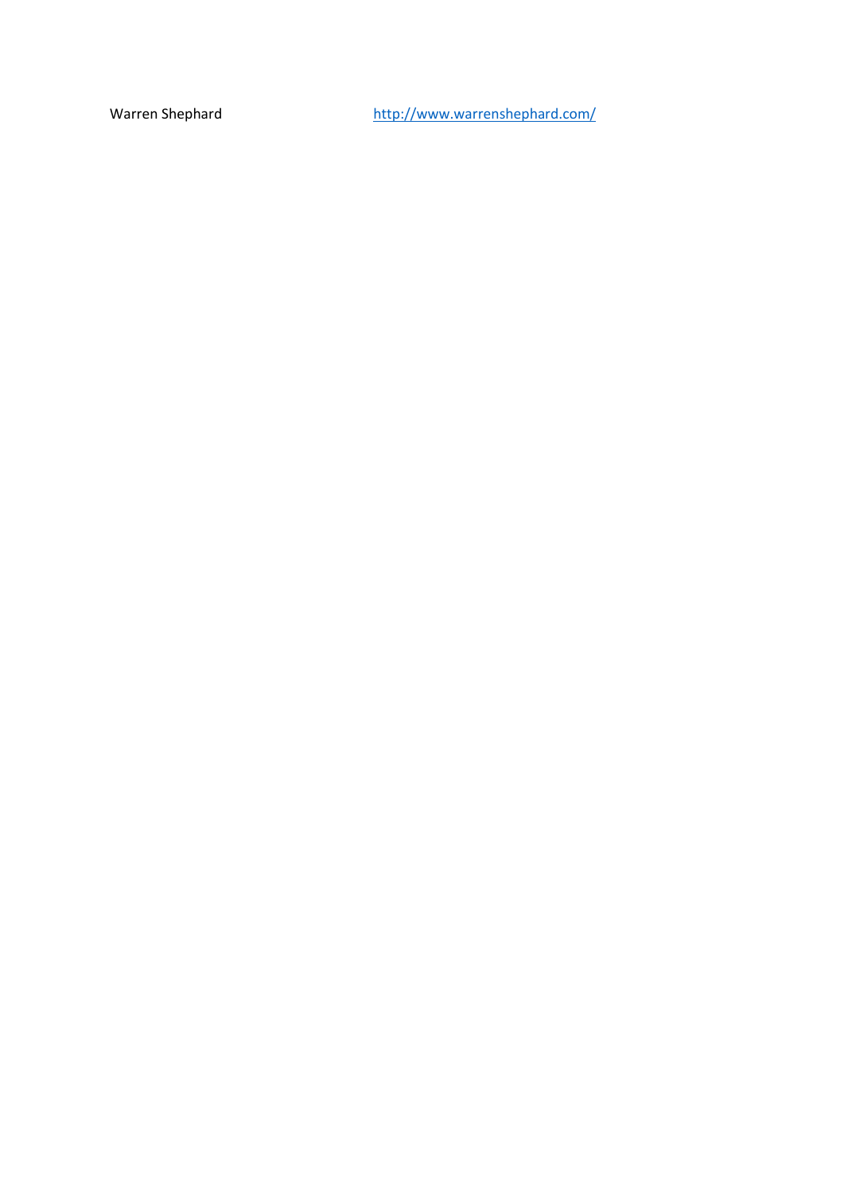Warren Shephard http://www.warrenshephard.com/